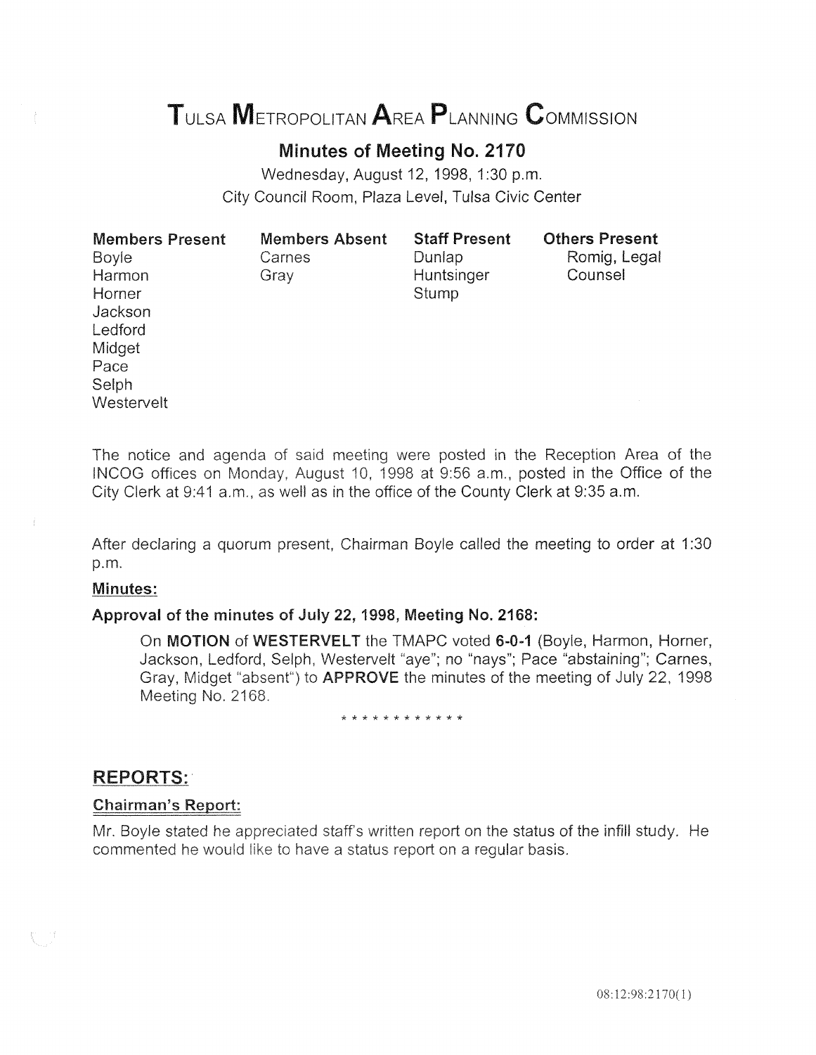# TULSA METROPOLITAN AREA PLANNING COMMISSION

## Minutes of Meeting No. 2170

Wednesday, August 12, 1998, 1:30 p.m.
City Council Room, Plaza Level, Tulsa Civic Center

| Members Present | Members Absent | Staff Present | Others Present |
|---|---|---|---|
| Boyle | Carnes | Dunlap | Romig, Legal Counsel |
| Harmon | Gray | Huntsinger | |
| Horner | | Stump | |
| Jackson | | | |
| Ledford | | | |
| Midget | | | |
| Pace | | | |
| Selph | | | |
| Westervelt | | | |

The notice and agenda of said meeting were posted in the Reception Area of the INCOG offices on Monday, August 10, 1998 at 9:56 a.m., posted in the Office of the City Clerk at 9:41 a.m., as well as in the office of the County Clerk at 9:35 a.m.

After declaring a quorum present, Chairman Boyle called the meeting to order at 1:30 p.m.

**Minutes:**

**Approval of the minutes of July 22, 1998, Meeting No. 2168:**

On **MOTION** of **WESTERVELT** the TMAPC voted **6-0-1** (Boyle, Harmon, Horner, Jackson, Ledford, Selph, Westervelt "aye"; no "nays"; Pace "abstaining"; Carnes, Gray, Midget "absent") to **APPROVE** the minutes of the meeting of July 22, 1998 Meeting No. 2168.

\* \* \* \* \* \* \* \* \* \* \* \*

## REPORTS:

**Chairman's Report:**

Mr. Boyle stated he appreciated staff's written report on the status of the infill study. He commented he would like to have a status report on a regular basis.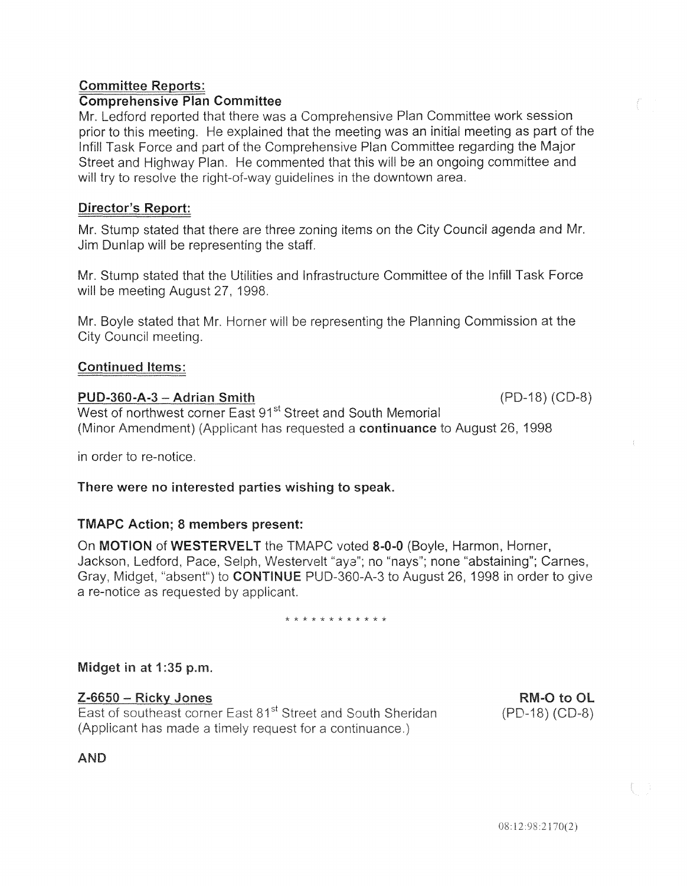**Committee Reports:**

**Comprehensive Plan Committee**

Mr. Ledford reported that there was a Comprehensive Plan Committee work session prior to this meeting. He explained that the meeting was an initial meeting as part of the Infill Task Force and part of the Comprehensive Plan Committee regarding the Major Street and Highway Plan. He commented that this will be an ongoing committee and will try to resolve the right-of-way guidelines in the downtown area.

**Director's Report:**

Mr. Stump stated that there are three zoning items on the City Council agenda and Mr. Jim Dunlap will be representing the staff.

Mr. Stump stated that the Utilities and Infrastructure Committee of the Infill Task Force will be meeting August 27, 1998.

Mr. Boyle stated that Mr. Horner will be representing the Planning Commission at the City Council meeting.

**Continued Items:**

**PUD-360-A-3 – Adrian Smith** (PD-18) (CD-8)

West of northwest corner East 91st Street and South Memorial (Minor Amendment) (Applicant has requested a **continuance** to August 26, 1998

in order to re-notice.

**There were no interested parties wishing to speak.**

**TMAPC Action; 8 members present:**

On **MOTION** of **WESTERVELT** the TMAPC voted **8-0-0** (Boyle, Harmon, Horner, Jackson, Ledford, Pace, Selph, Westervelt "aye"; no "nays"; none "abstaining"; Carnes, Gray, Midget, "absent") to **CONTINUE** PUD-360-A-3 to August 26, 1998 in order to give a re-notice as requested by applicant.

\* \* \* \* \* \* \* \* \* \* \* \*

**Midget in at 1:35 p.m.**

**Z-6650 – Ricky Jones** **RM-O to OL**

East of southeast corner East 81st Street and South Sheridan (PD-18) (CD-8)

(Applicant has made a timely request for a continuance.)

**AND**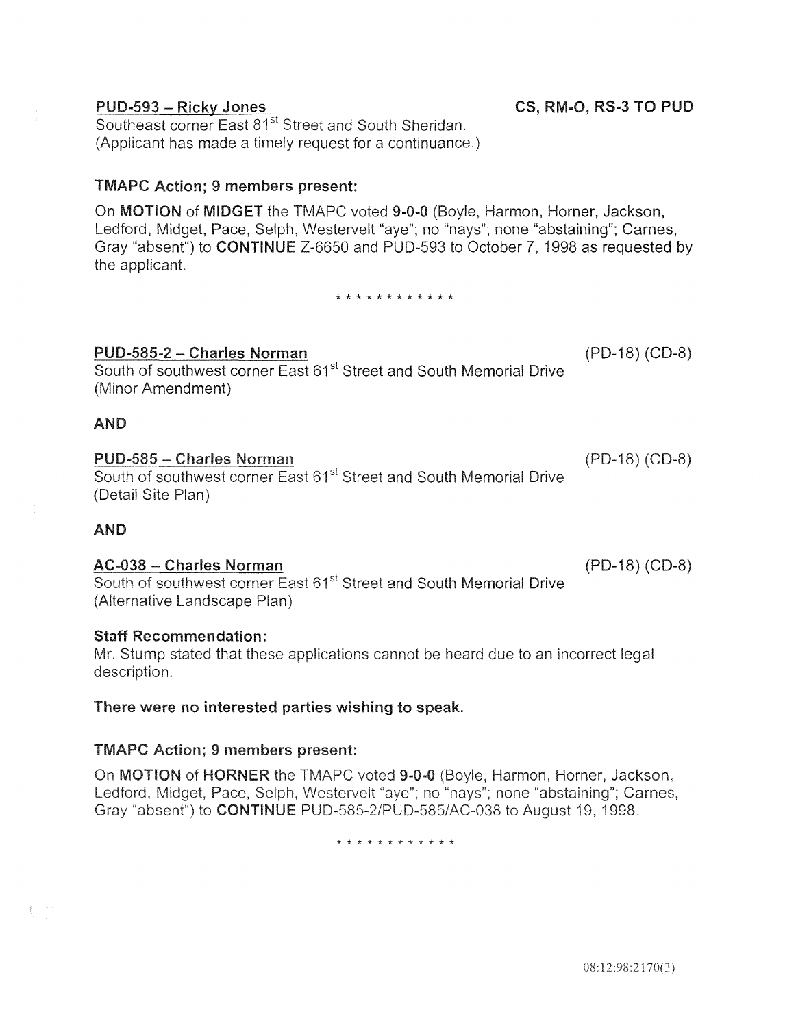**PUD-593 – Ricky Jones** **CS, RM-O, RS-3 TO PUD**

Southeast corner East 81st Street and South Sheridan.
(Applicant has made a timely request for a continuance.)

**TMAPC Action; 9 members present:**

On **MOTION** of **MIDGET** the TMAPC voted **9-0-0** (Boyle, Harmon, Horner, Jackson, Ledford, Midget, Pace, Selph, Westervelt "aye"; no "nays"; none "abstaining"; Carnes, Gray "absent") to **CONTINUE** Z-6650 and PUD-593 to October 7, 1998 as requested by the applicant.

\* \* \* \* \* \* \* \* \* \* \* \*

**PUD-585-2 – Charles Norman** (PD-18) (CD-8)

South of southwest corner East 61st Street and South Memorial Drive
(Minor Amendment)

**AND**

**PUD-585 – Charles Norman** (PD-18) (CD-8)

South of southwest corner East 61st Street and South Memorial Drive
(Detail Site Plan)

**AND**

**AC-038 – Charles Norman** (PD-18) (CD-8)

South of southwest corner East 61st Street and South Memorial Drive
(Alternative Landscape Plan)

**Staff Recommendation:**

Mr. Stump stated that these applications cannot be heard due to an incorrect legal description.

**There were no interested parties wishing to speak.**

**TMAPC Action; 9 members present:**

On **MOTION** of **HORNER** the TMAPC voted **9-0-0** (Boyle, Harmon, Horner, Jackson, Ledford, Midget, Pace, Selph, Westervelt "aye"; no "nays"; none "abstaining"; Carnes, Gray "absent") to **CONTINUE** PUD-585-2/PUD-585/AC-038 to August 19, 1998.

\* \* \* \* \* \* \* \* \* \* \* \*

08:12:98:2170(3)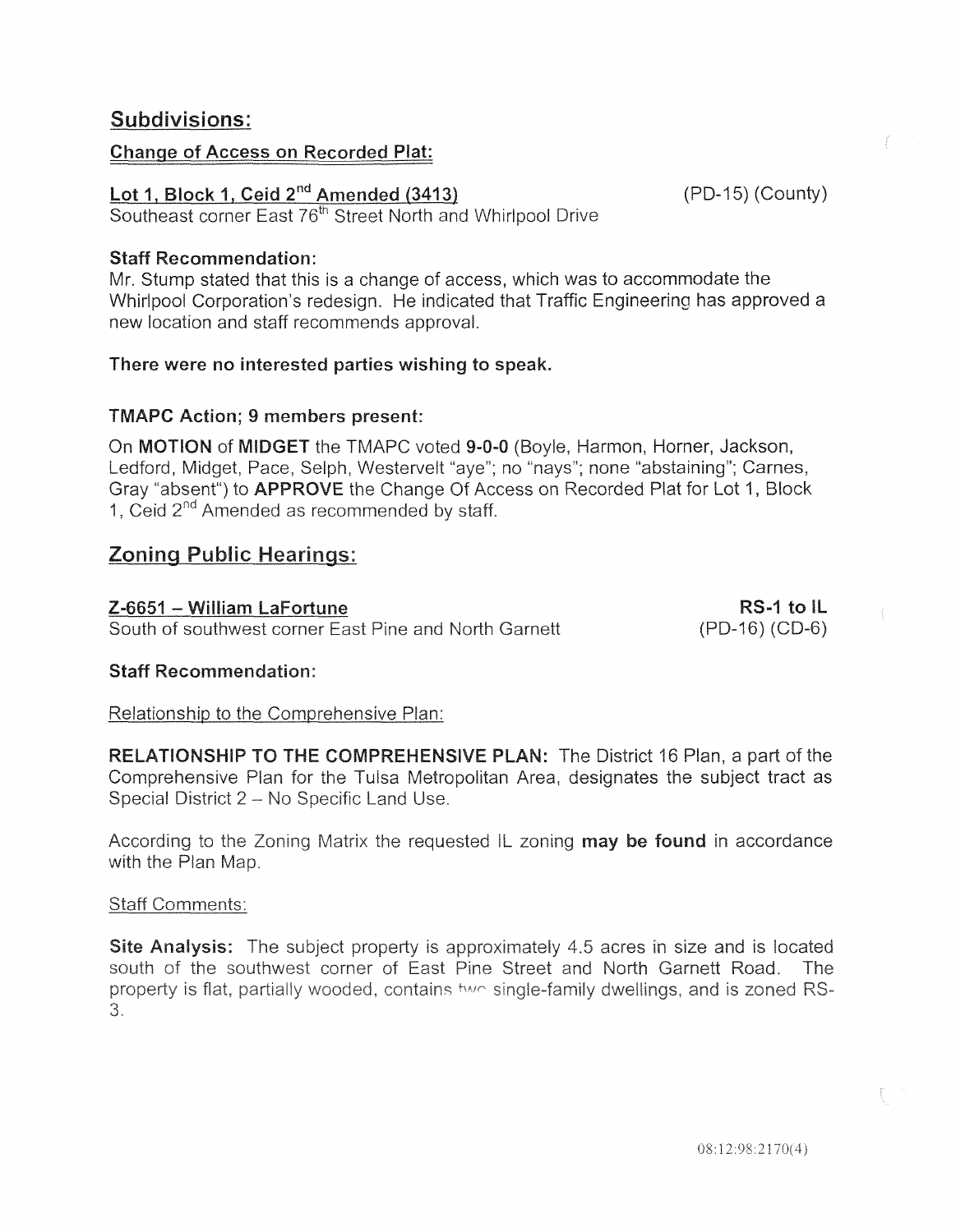## Subdivisions:

### Change of Access on Recorded Plat:

**Lot 1, Block 1, Ceid 2nd Amended (3413)** (PD-15) (County)

Southeast corner East 76th Street North and Whirlpool Drive

**Staff Recommendation:**

Mr. Stump stated that this is a change of access, which was to accommodate the Whirlpool Corporation's redesign. He indicated that Traffic Engineering has approved a new location and staff recommends approval.

**There were no interested parties wishing to speak.**

**TMAPC Action; 9 members present:**

On **MOTION** of **MIDGET** the TMAPC voted **9-0-0** (Boyle, Harmon, Horner, Jackson, Ledford, Midget, Pace, Selph, Westervelt "aye"; no "nays"; none "abstaining"; Carnes, Gray "absent") to **APPROVE** the Change Of Access on Recorded Plat for Lot 1, Block 1, Ceid 2nd Amended as recommended by staff.

## Zoning Public Hearings:

**Z-6651 – William LaFortune** **RS-1 to IL**

South of southwest corner East Pine and North Garnett (PD-16) (CD-6)

**Staff Recommendation:**

Relationship to the Comprehensive Plan:

**RELATIONSHIP TO THE COMPREHENSIVE PLAN:** The District 16 Plan, a part of the Comprehensive Plan for the Tulsa Metropolitan Area, designates the subject tract as Special District 2 – No Specific Land Use.

According to the Zoning Matrix the requested IL zoning **may be found** in accordance with the Plan Map.

Staff Comments:

**Site Analysis:** The subject property is approximately 4.5 acres in size and is located south of the southwest corner of East Pine Street and North Garnett Road. The property is flat, partially wooded, contains two single-family dwellings, and is zoned RS-3.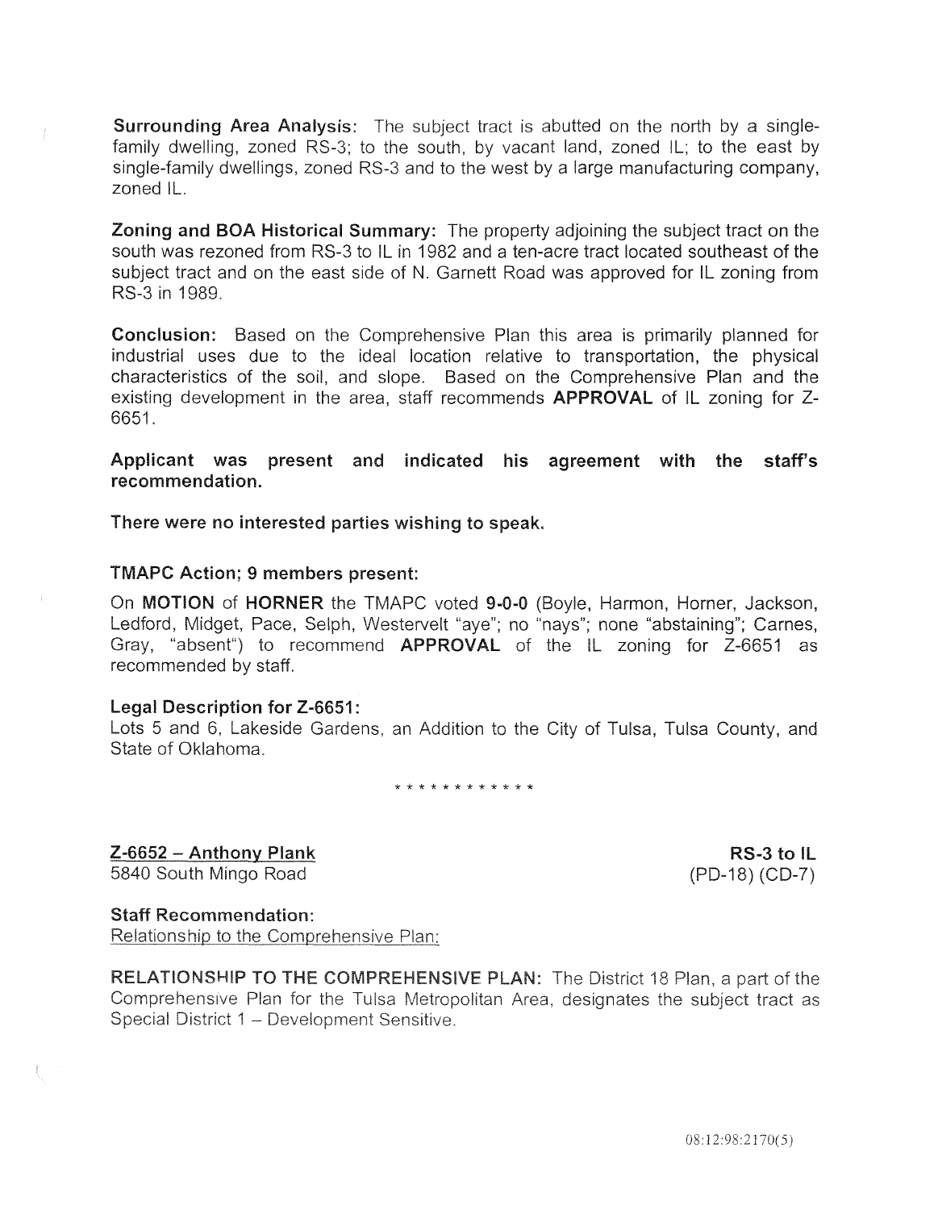**Surrounding Area Analysis:** The subject tract is abutted on the north by a single-family dwelling, zoned RS-3; to the south, by vacant land, zoned IL; to the east by single-family dwellings, zoned RS-3 and to the west by a large manufacturing company, zoned IL.

**Zoning and BOA Historical Summary:** The property adjoining the subject tract on the south was rezoned from RS-3 to IL in 1982 and a ten-acre tract located southeast of the subject tract and on the east side of N. Garnett Road was approved for IL zoning from RS-3 in 1989.

**Conclusion:** Based on the Comprehensive Plan this area is primarily planned for industrial uses due to the ideal location relative to transportation, the physical characteristics of the soil, and slope. Based on the Comprehensive Plan and the existing development in the area, staff recommends **APPROVAL** of IL zoning for Z-6651.

**Applicant was present and indicated his agreement with the staff's recommendation.**

**There were no interested parties wishing to speak.**

**TMAPC Action; 9 members present:**

On **MOTION** of **HORNER** the TMAPC voted **9-0-0** (Boyle, Harmon, Horner, Jackson, Ledford, Midget, Pace, Selph, Westervelt "aye"; no "nays"; none "abstaining"; Carnes, Gray, "absent") to recommend **APPROVAL** of the IL zoning for Z-6651 as recommended by staff.

**Legal Description for Z-6651:**
Lots 5 and 6, Lakeside Gardens, an Addition to the City of Tulsa, Tulsa County, and State of Oklahoma.

* * * * * * * * * * * *

**Z-6652 – Anthony Plank** — **RS-3 to IL**
5840 South Mingo Road — (PD-18) (CD-7)

**Staff Recommendation:**
Relationship to the Comprehensive Plan:

**RELATIONSHIP TO THE COMPREHENSIVE PLAN:** The District 18 Plan, a part of the Comprehensive Plan for the Tulsa Metropolitan Area, designates the subject tract as Special District 1 – Development Sensitive.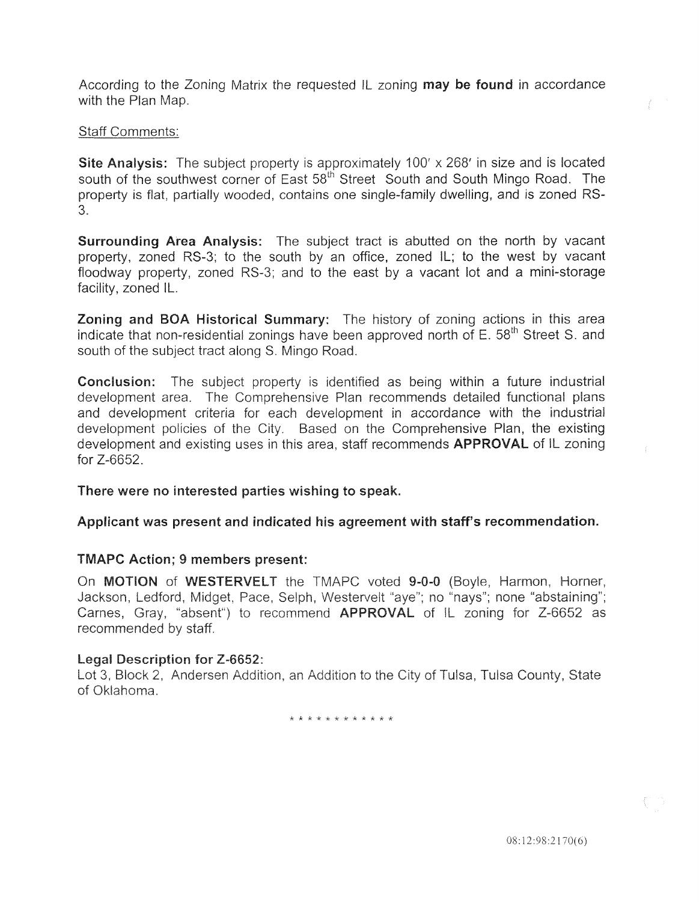According to the Zoning Matrix the requested IL zoning **may be found** in accordance with the Plan Map.

Staff Comments:

**Site Analysis:** The subject property is approximately 100' x 268' in size and is located south of the southwest corner of East 58th Street South and South Mingo Road. The property is flat, partially wooded, contains one single-family dwelling, and is zoned RS-3.

**Surrounding Area Analysis:** The subject tract is abutted on the north by vacant property, zoned RS-3; to the south by an office, zoned IL; to the west by vacant floodway property, zoned RS-3; and to the east by a vacant lot and a mini-storage facility, zoned IL.

**Zoning and BOA Historical Summary:** The history of zoning actions in this area indicate that non-residential zonings have been approved north of E. 58th Street S. and south of the subject tract along S. Mingo Road.

**Conclusion:** The subject property is identified as being within a future industrial development area. The Comprehensive Plan recommends detailed functional plans and development criteria for each development in accordance with the industrial development policies of the City. Based on the Comprehensive Plan, the existing development and existing uses in this area, staff recommends **APPROVAL** of IL zoning for Z-6652.

**There were no interested parties wishing to speak.**

**Applicant was present and indicated his agreement with staff's recommendation.**

**TMAPC Action; 9 members present:**

On **MOTION** of **WESTERVELT** the TMAPC voted **9-0-0** (Boyle, Harmon, Horner, Jackson, Ledford, Midget, Pace, Selph, Westervelt "aye"; no "nays"; none "abstaining"; Carnes, Gray, "absent") to recommend **APPROVAL** of IL zoning for Z-6652 as recommended by staff.

**Legal Description for Z-6652:**
Lot 3, Block 2, Andersen Addition, an Addition to the City of Tulsa, Tulsa County, State of Oklahoma.

* * * * * * * * * * * *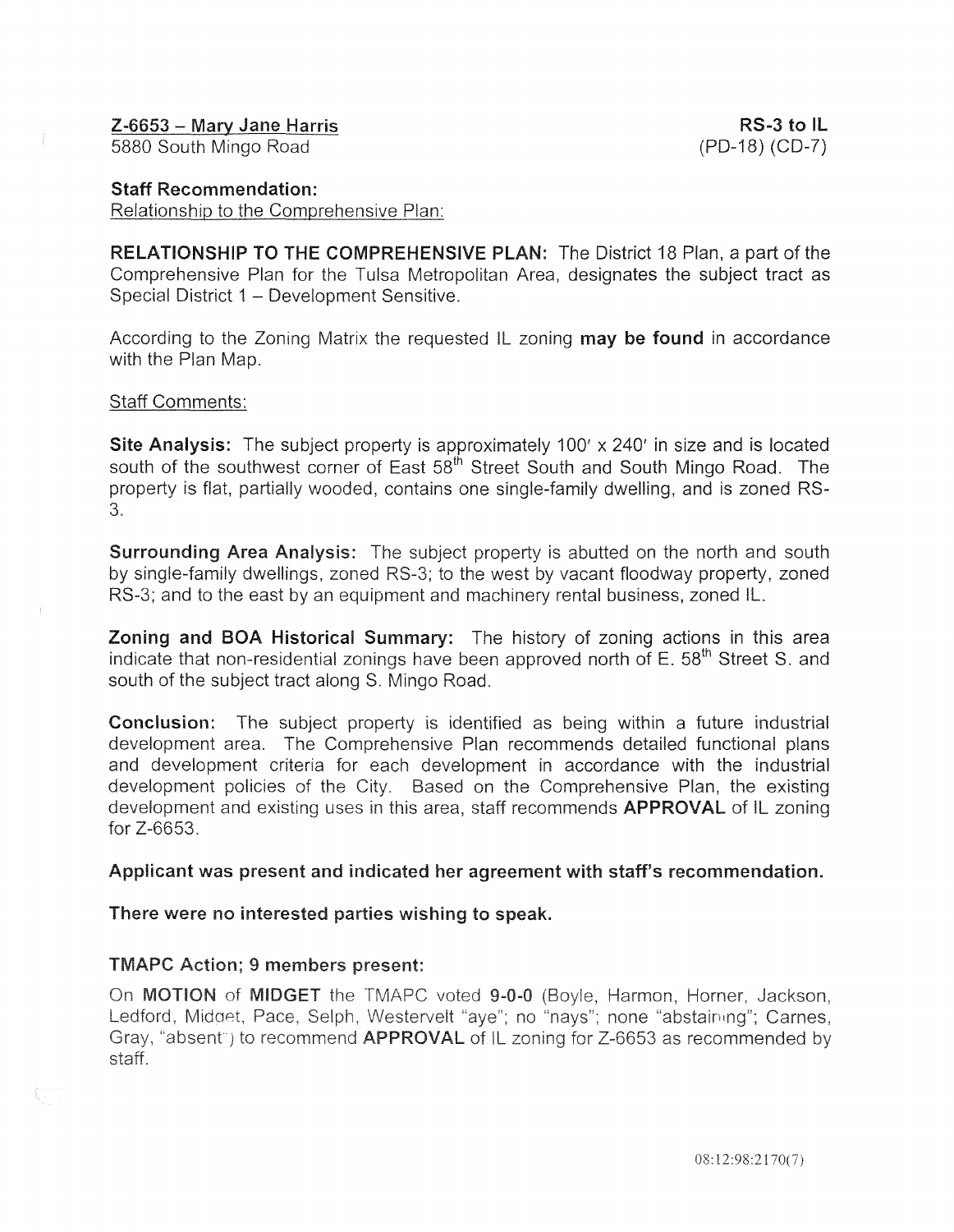**Z-6653 – Mary Jane Harris** — **RS-3 to IL**

5880 South Mingo Road — (PD-18) (CD-7)

**Staff Recommendation:**

Relationship to the Comprehensive Plan:

**RELATIONSHIP TO THE COMPREHENSIVE PLAN:** The District 18 Plan, a part of the Comprehensive Plan for the Tulsa Metropolitan Area, designates the subject tract as Special District 1 – Development Sensitive.

According to the Zoning Matrix the requested IL zoning **may be found** in accordance with the Plan Map.

Staff Comments:

**Site Analysis:** The subject property is approximately 100′ x 240′ in size and is located south of the southwest corner of East 58th Street South and South Mingo Road. The property is flat, partially wooded, contains one single-family dwelling, and is zoned RS-3.

**Surrounding Area Analysis:** The subject property is abutted on the north and south by single-family dwellings, zoned RS-3; to the west by vacant floodway property, zoned RS-3; and to the east by an equipment and machinery rental business, zoned IL.

**Zoning and BOA Historical Summary:** The history of zoning actions in this area indicate that non-residential zonings have been approved north of E. 58th Street S. and south of the subject tract along S. Mingo Road.

**Conclusion:** The subject property is identified as being within a future industrial development area. The Comprehensive Plan recommends detailed functional plans and development criteria for each development in accordance with the industrial development policies of the City. Based on the Comprehensive Plan, the existing development and existing uses in this area, staff recommends **APPROVAL** of IL zoning for Z-6653.

**Applicant was present and indicated her agreement with staff's recommendation.**

**There were no interested parties wishing to speak.**

**TMAPC Action; 9 members present:**

On **MOTION** of **MIDGET** the TMAPC voted **9-0-0** (Boyle, Harmon, Horner, Jackson, Ledford, Midget, Pace, Selph, Westervelt "aye"; no "nays"; none "abstaining"; Carnes, Gray, "absent") to recommend **APPROVAL** of IL zoning for Z-6653 as recommended by staff.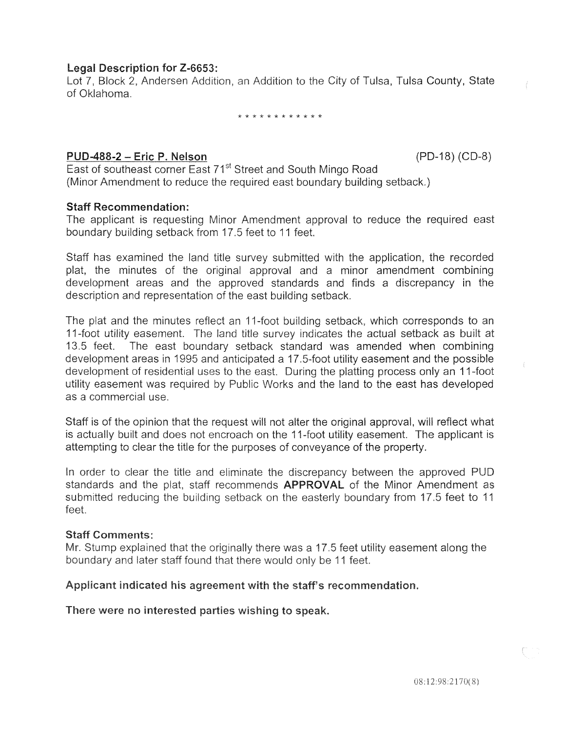**Legal Description for Z-6653:**
Lot 7, Block 2, Andersen Addition, an Addition to the City of Tulsa, Tulsa County, State of Oklahoma.

\* \* \* \* \* \* \* \* \* \* \* \*

**PUD-488-2 – Eric P. Nelson** (PD-18) (CD-8)

East of southeast corner East 71st Street and South Mingo Road
(Minor Amendment to reduce the required east boundary building setback.)

**Staff Recommendation:**

The applicant is requesting Minor Amendment approval to reduce the required east boundary building setback from 17.5 feet to 11 feet.

Staff has examined the land title survey submitted with the application, the recorded plat, the minutes of the original approval and a minor amendment combining development areas and the approved standards and finds a discrepancy in the description and representation of the east building setback.

The plat and the minutes reflect an 11-foot building setback, which corresponds to an 11-foot utility easement. The land title survey indicates the actual setback as built at 13.5 feet. The east boundary setback standard was amended when combining development areas in 1995 and anticipated a 17.5-foot utility easement and the possible development of residential uses to the east. During the platting process only an 11-foot utility easement was required by Public Works and the land to the east has developed as a commercial use.

Staff is of the opinion that the request will not alter the original approval, will reflect what is actually built and does not encroach on the 11-foot utility easement. The applicant is attempting to clear the title for the purposes of conveyance of the property.

In order to clear the title and eliminate the discrepancy between the approved PUD standards and the plat, staff recommends **APPROVAL** of the Minor Amendment as submitted reducing the building setback on the easterly boundary from 17.5 feet to 11 feet.

**Staff Comments:**

Mr. Stump explained that the originally there was a 17.5 feet utility easement along the boundary and later staff found that there would only be 11 feet.

**Applicant indicated his agreement with the staff's recommendation.**

**There were no interested parties wishing to speak.**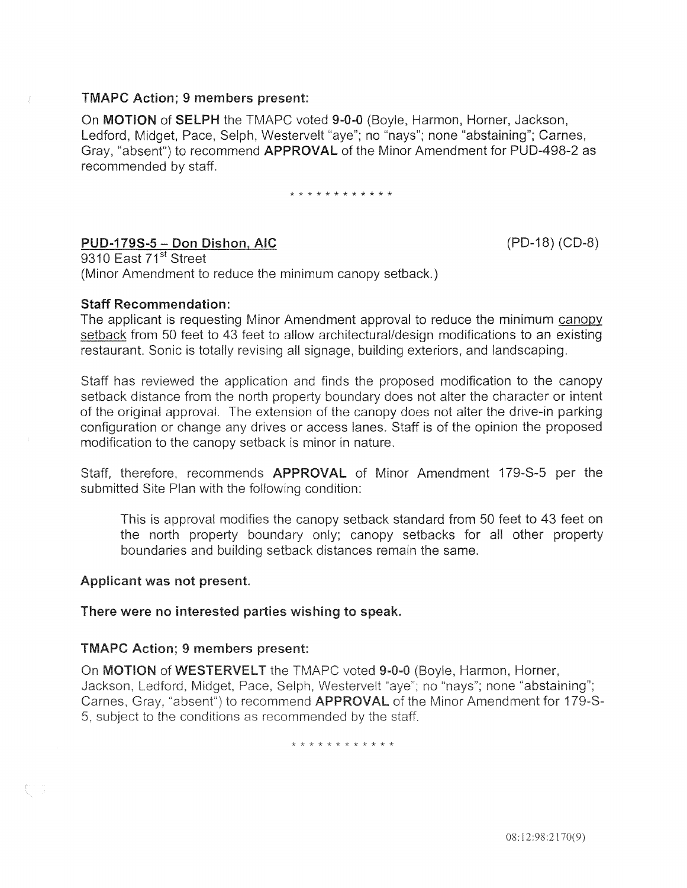**TMAPC Action; 9 members present:**

On **MOTION** of **SELPH** the TMAPC voted **9-0-0** (Boyle, Harmon, Horner, Jackson, Ledford, Midget, Pace, Selph, Westervelt "aye"; no "nays"; none "abstaining"; Carnes, Gray, "absent") to recommend **APPROVAL** of the Minor Amendment for PUD-498-2 as recommended by staff.

\* \* \* \* \* \* \* \* \* \* \* \*

**PUD-179S-5 – Don Dishon, AIC** (PD-18) (CD-8)
9310 East 71st Street
(Minor Amendment to reduce the minimum canopy setback.)

**Staff Recommendation:**

The applicant is requesting Minor Amendment approval to reduce the minimum canopy setback from 50 feet to 43 feet to allow architectural/design modifications to an existing restaurant. Sonic is totally revising all signage, building exteriors, and landscaping.

Staff has reviewed the application and finds the proposed modification to the canopy setback distance from the north property boundary does not alter the character or intent of the original approval. The extension of the canopy does not alter the drive-in parking configuration or change any drives or access lanes. Staff is of the opinion the proposed modification to the canopy setback is minor in nature.

Staff, therefore, recommends **APPROVAL** of Minor Amendment 179-S-5 per the submitted Site Plan with the following condition:

> This is approval modifies the canopy setback standard from 50 feet to 43 feet on the north property boundary only; canopy setbacks for all other property boundaries and building setback distances remain the same.

**Applicant was not present.**

**There were no interested parties wishing to speak.**

**TMAPC Action; 9 members present:**

On **MOTION** of **WESTERVELT** the TMAPC voted **9-0-0** (Boyle, Harmon, Horner, Jackson, Ledford, Midget, Pace, Selph, Westervelt "aye"; no "nays"; none "abstaining"; Carnes, Gray, "absent") to recommend **APPROVAL** of the Minor Amendment for 179-S-5, subject to the conditions as recommended by the staff.

\* \* \* \* \* \* \* \* \* \* \* \*

08:12:98:2170(9)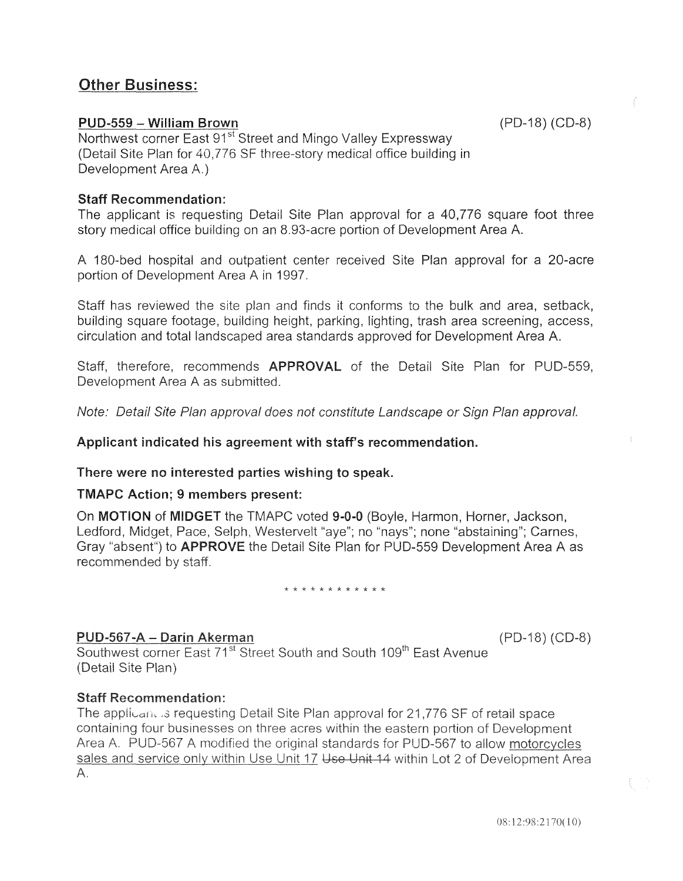## Other Business:

**PUD-559 – William Brown** (PD-18) (CD-8)

Northwest corner East 91st Street and Mingo Valley Expressway
(Detail Site Plan for 40,776 SF three-story medical office building in Development Area A.)

**Staff Recommendation:**

The applicant is requesting Detail Site Plan approval for a 40,776 square foot three story medical office building on an 8.93-acre portion of Development Area A.

A 180-bed hospital and outpatient center received Site Plan approval for a 20-acre portion of Development Area A in 1997.

Staff has reviewed the site plan and finds it conforms to the bulk and area, setback, building square footage, building height, parking, lighting, trash area screening, access, circulation and total landscaped area standards approved for Development Area A.

Staff, therefore, recommends **APPROVAL** of the Detail Site Plan for PUD-559, Development Area A as submitted.

*Note: Detail Site Plan approval does not constitute Landscape or Sign Plan approval.*

**Applicant indicated his agreement with staff's recommendation.**

**There were no interested parties wishing to speak.**

**TMAPC Action; 9 members present:**

On **MOTION** of **MIDGET** the TMAPC voted **9-0-0** (Boyle, Harmon, Horner, Jackson, Ledford, Midget, Pace, Selph, Westervelt "aye"; no "nays"; none "abstaining"; Carnes, Gray "absent") to **APPROVE** the Detail Site Plan for PUD-559 Development Area A as recommended by staff.

\* \* \* \* \* \* \* \* \* \* \* \*

**PUD-567-A – Darin Akerman** (PD-18) (CD-8)

Southwest corner East 71st Street South and South 109th East Avenue
(Detail Site Plan)

**Staff Recommendation:**

The applicant is requesting Detail Site Plan approval for 21,776 SF of retail space containing four businesses on three acres within the eastern portion of Development Area A. PUD-567 A modified the original standards for PUD-567 to allow motorcycles sales and service only within Use Unit 17 ~~Use Unit 14~~ within Lot 2 of Development Area A.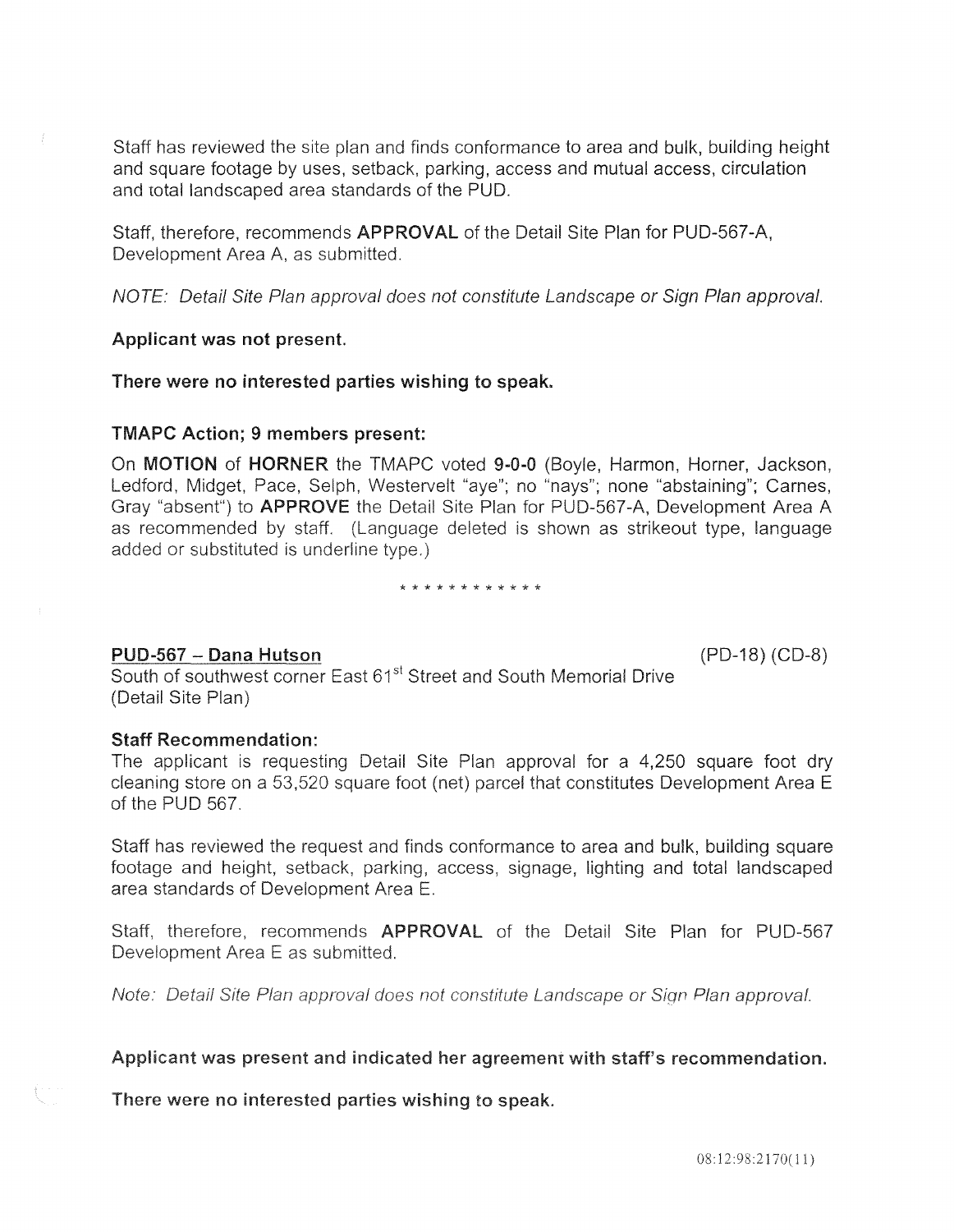Staff has reviewed the site plan and finds conformance to area and bulk, building height and square footage by uses, setback, parking, access and mutual access, circulation and total landscaped area standards of the PUD.

Staff, therefore, recommends **APPROVAL** of the Detail Site Plan for PUD-567-A, Development Area A, as submitted.

*NOTE: Detail Site Plan approval does not constitute Landscape or Sign Plan approval.*

**Applicant was not present.**

**There were no interested parties wishing to speak.**

**TMAPC Action; 9 members present:**

On **MOTION** of **HORNER** the TMAPC voted **9-0-0** (Boyle, Harmon, Horner, Jackson, Ledford, Midget, Pace, Selph, Westervelt "aye"; no "nays"; none "abstaining"; Carnes, Gray "absent") to **APPROVE** the Detail Site Plan for PUD-567-A, Development Area A as recommended by staff. (Language deleted is shown as strikeout type, language added or substituted is underline type.)

\* \* \* \* \* \* \* \* \* \* \* \*

**PUD-567 – Dana Hutson** (PD-18) (CD-8)

South of southwest corner East 61st Street and South Memorial Drive
(Detail Site Plan)

**Staff Recommendation:**

The applicant is requesting Detail Site Plan approval for a 4,250 square foot dry cleaning store on a 53,520 square foot (net) parcel that constitutes Development Area E of the PUD 567.

Staff has reviewed the request and finds conformance to area and bulk, building square footage and height, setback, parking, access, signage, lighting and total landscaped area standards of Development Area E.

Staff, therefore, recommends **APPROVAL** of the Detail Site Plan for PUD-567 Development Area E as submitted.

*Note: Detail Site Plan approval does not constitute Landscape or Sign Plan approval.*

**Applicant was present and indicated her agreement with staff's recommendation.**

**There were no interested parties wishing to speak.**

08:12:98:2170(11)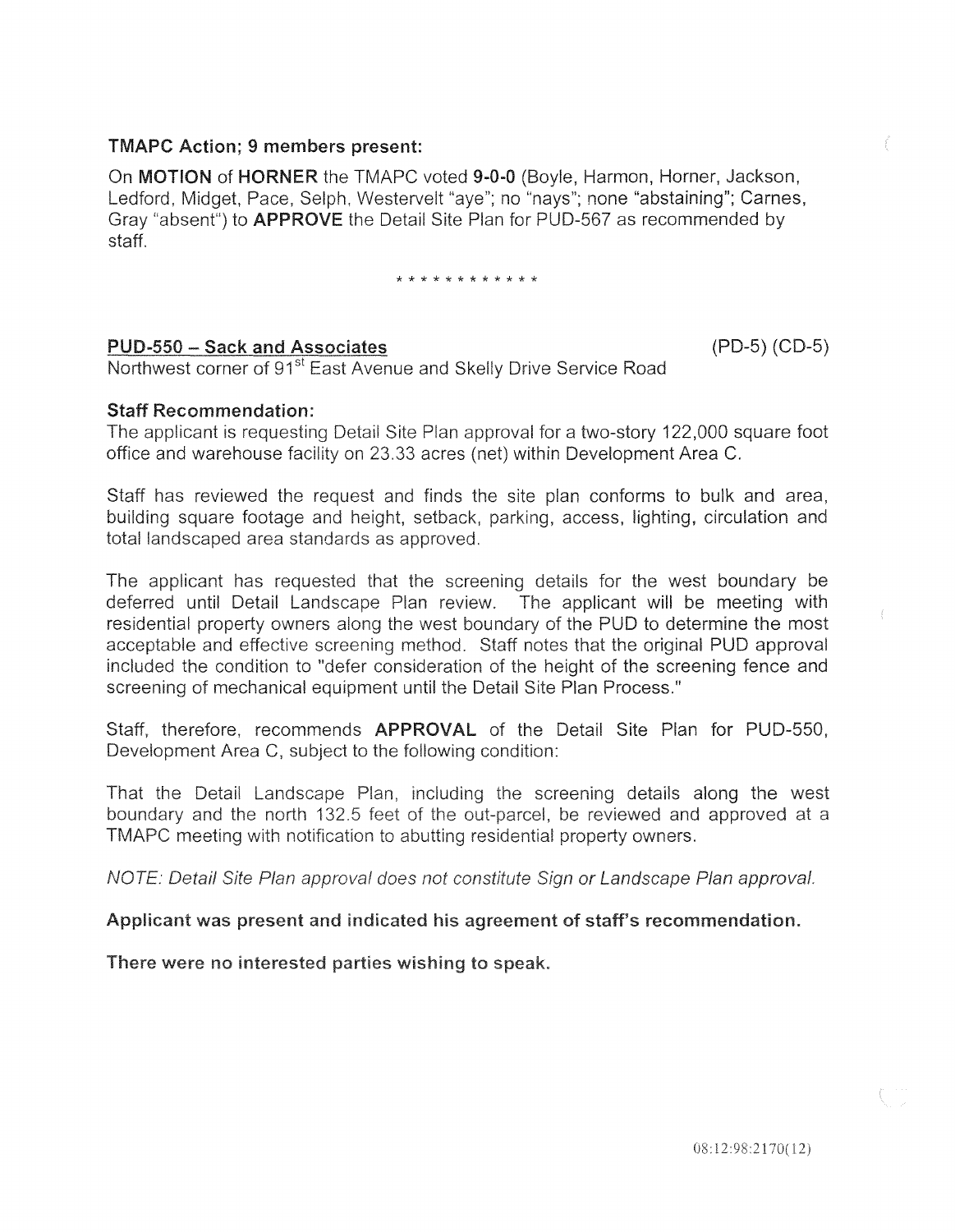**TMAPC Action; 9 members present:**

On **MOTION** of **HORNER** the TMAPC voted **9-0-0** (Boyle, Harmon, Horner, Jackson, Ledford, Midget, Pace, Selph, Westervelt "aye"; no "nays"; none "abstaining"; Carnes, Gray "absent") to **APPROVE** the Detail Site Plan for PUD-567 as recommended by staff.

\* \* \* \* \* \* \* \* \* \* \* \*

**PUD-550 – Sack and Associates** (PD-5) (CD-5)

Northwest corner of 91st East Avenue and Skelly Drive Service Road

**Staff Recommendation:**

The applicant is requesting Detail Site Plan approval for a two-story 122,000 square foot office and warehouse facility on 23.33 acres (net) within Development Area C.

Staff has reviewed the request and finds the site plan conforms to bulk and area, building square footage and height, setback, parking, access, lighting, circulation and total landscaped area standards as approved.

The applicant has requested that the screening details for the west boundary be deferred until Detail Landscape Plan review. The applicant will be meeting with residential property owners along the west boundary of the PUD to determine the most acceptable and effective screening method. Staff notes that the original PUD approval included the condition to "defer consideration of the height of the screening fence and screening of mechanical equipment until the Detail Site Plan Process."

Staff, therefore, recommends **APPROVAL** of the Detail Site Plan for PUD-550, Development Area C, subject to the following condition:

That the Detail Landscape Plan, including the screening details along the west boundary and the north 132.5 feet of the out-parcel, be reviewed and approved at a TMAPC meeting with notification to abutting residential property owners.

*NOTE: Detail Site Plan approval does not constitute Sign or Landscape Plan approval.*

**Applicant was present and indicated his agreement of staff's recommendation.**

**There were no interested parties wishing to speak.**

08:12:98:2170(12)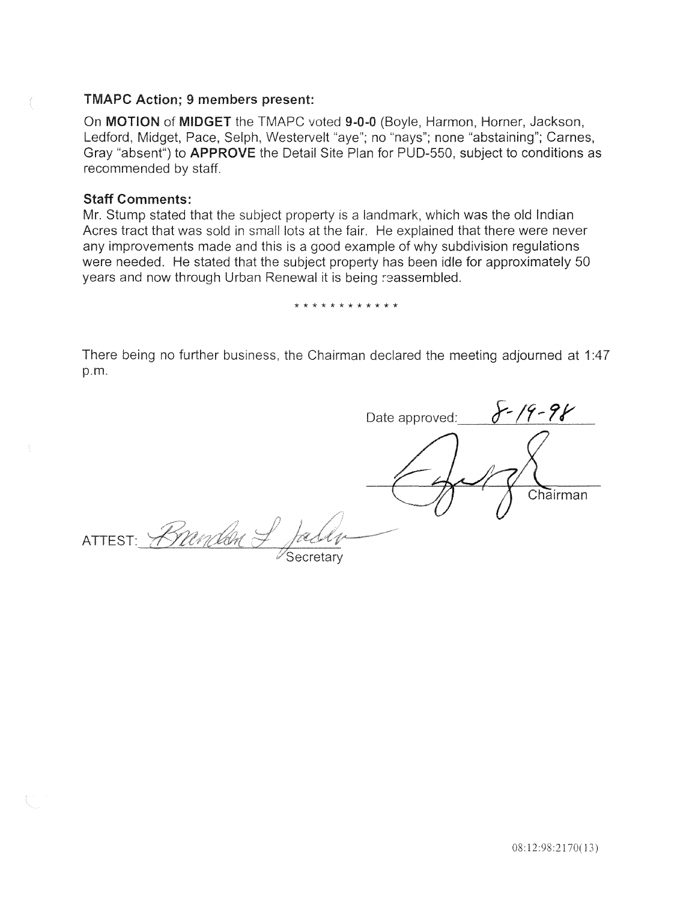**TMAPC Action; 9 members present:**

On **MOTION** of **MIDGET** the TMAPC voted **9-0-0** (Boyle, Harmon, Horner, Jackson, Ledford, Midget, Pace, Selph, Westervelt "aye"; no "nays"; none "abstaining"; Carnes, Gray "absent") to **APPROVE** the Detail Site Plan for PUD-550, subject to conditions as recommended by staff.

**Staff Comments:**

Mr. Stump stated that the subject property is a landmark, which was the old Indian Acres tract that was sold in small lots at the fair. He explained that there were never any improvements made and this is a good example of why subdivision regulations were needed. He stated that the subject property has been idle for approximately 50 years and now through Urban Renewal it is being reassembled.

* * * * * * * * * * * *

There being no further business, the Chairman declared the meeting adjourned at 1:47 p.m.

Date approved: 8-19-98

Chairman

ATTEST: Secretary

08:12:98:2170(13)